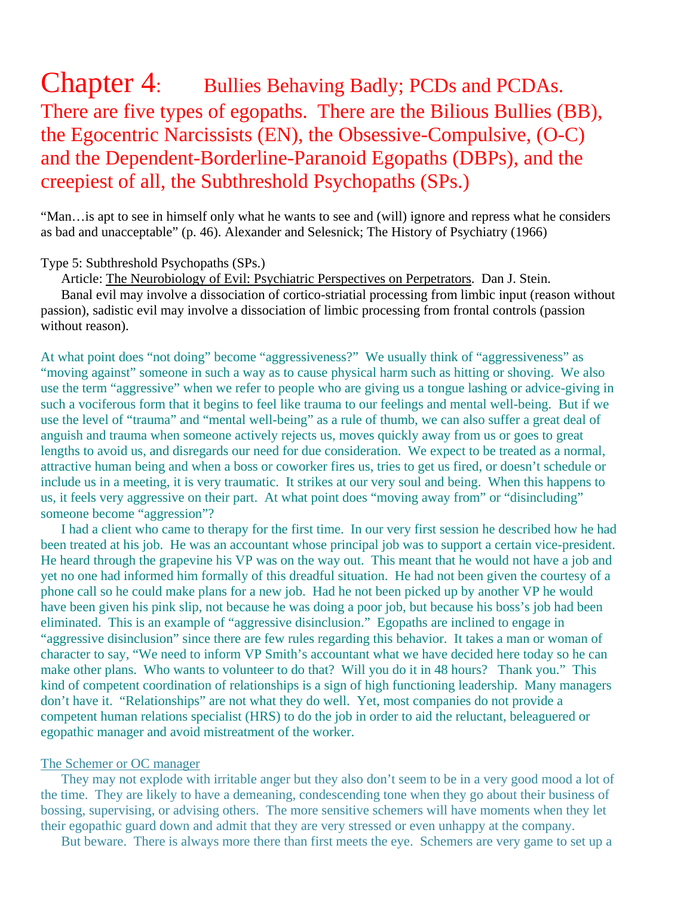# Chapter 4: Bullies Behaving Badly; PCDs and PCDAs. There are five types of egopaths. There are the Bilious Bullies (BB), the Egocentric Narcissists (EN), the Obsessive-Compulsive, (O-C) and the Dependent-Borderline-Paranoid Egopaths (DBPs), and the creepiest of all, the Subthreshold Psychopaths (SPs.)

"Man…is apt to see in himself only what he wants to see and (will) ignore and repress what he considers as bad and unacceptable" (p. 46). Alexander and Selesnick; The History of Psychiatry (1966)

Type 5: Subthreshold Psychopaths (SPs.)

Article: The Neurobiology of Evil: Psychiatric Perspectives on Perpetrators. Dan J. Stein.

Banal evil may involve a dissociation of cortico-striatial processing from limbic input (reason without passion), sadistic evil may involve a dissociation of limbic processing from frontal controls (passion without reason).

At what point does "not doing" become "aggressiveness?" We usually think of "aggressiveness" as "moving against" someone in such a way as to cause physical harm such as hitting or shoving. We also use the term "aggressive" when we refer to people who are giving us a tongue lashing or advice-giving in such a vociferous form that it begins to feel like trauma to our feelings and mental well-being. But if we use the level of "trauma" and "mental well-being" as a rule of thumb, we can also suffer a great deal of anguish and trauma when someone actively rejects us, moves quickly away from us or goes to great lengths to avoid us, and disregards our need for due consideration. We expect to be treated as a normal, attractive human being and when a boss or coworker fires us, tries to get us fired, or doesn't schedule or include us in a meeting, it is very traumatic. It strikes at our very soul and being. When this happens to us, it feels very aggressive on their part. At what point does "moving away from" or "disincluding" someone become "aggression"?

I had a client who came to therapy for the first time. In our very first session he described how he had been treated at his job. He was an accountant whose principal job was to support a certain vice-president. He heard through the grapevine his VP was on the way out. This meant that he would not have a job and yet no one had informed him formally of this dreadful situation. He had not been given the courtesy of a phone call so he could make plans for a new job. Had he not been picked up by another VP he would have been given his pink slip, not because he was doing a poor job, but because his boss's job had been eliminated. This is an example of "aggressive disinclusion." Egopaths are inclined to engage in "aggressive disinclusion" since there are few rules regarding this behavior. It takes a man or woman of character to say, "We need to inform VP Smith's accountant what we have decided here today so he can make other plans. Who wants to volunteer to do that? Will you do it in 48 hours? Thank you." This kind of competent coordination of relationships is a sign of high functioning leadership. Many managers don't have it. "Relationships" are not what they do well. Yet, most companies do not provide a competent human relations specialist (HRS) to do the job in order to aid the reluctant, beleaguered or egopathic manager and avoid mistreatment of the worker.

The Schemer or OC manager

They may not explode with irritable anger but they also don't seem to be in a very good mood a lot of the time. They are likely to have a demeaning, condescending tone when they go about their business of bossing, supervising, or advising others. The more sensitive schemers will have moments when they let their egopathic guard down and admit that they are very stressed or even unhappy at the company.

But beware. There is always more there than first meets the eye. Schemers are very game to set up a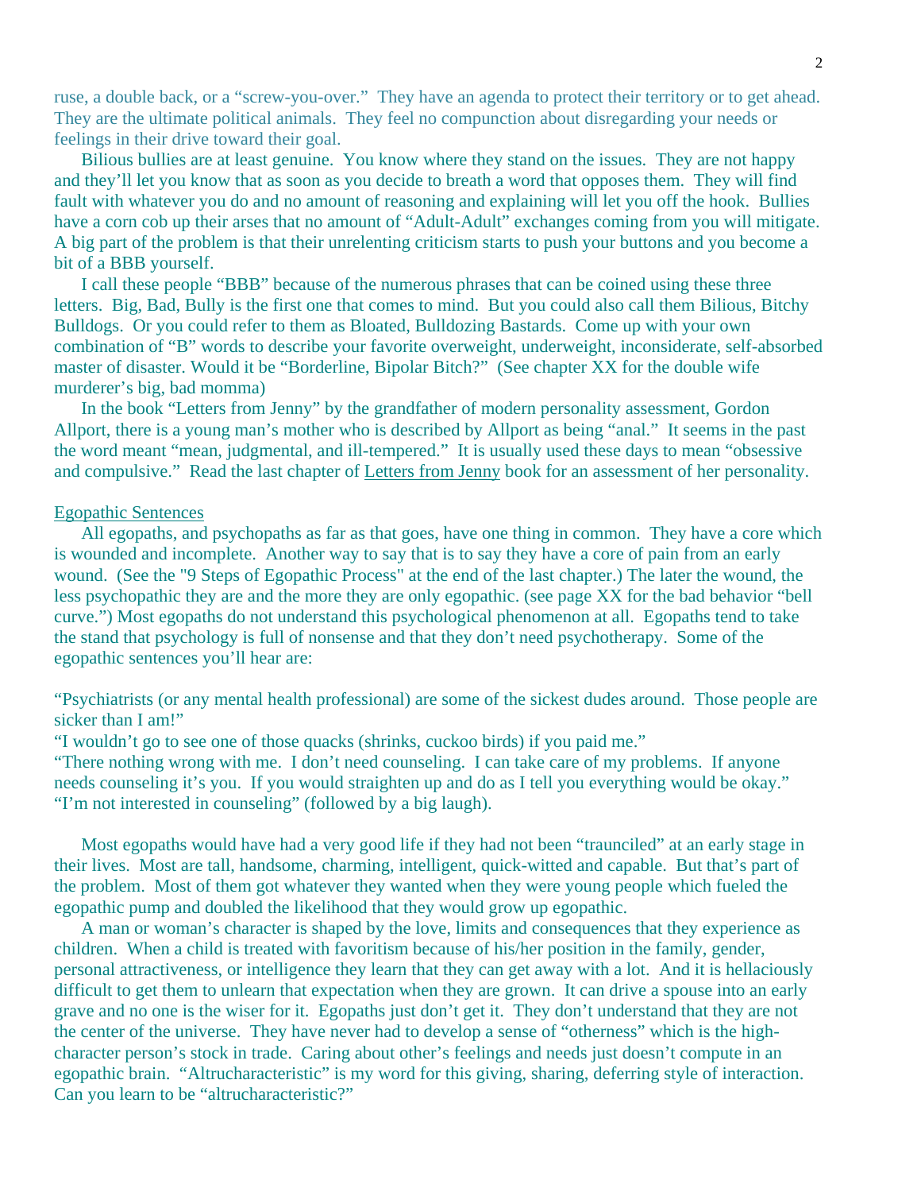ruse, a double back, or a "screw-you-over." They have an agenda to protect their territory or to get ahead. They are the ultimate political animals. They feel no compunction about disregarding your needs or feelings in their drive toward their goal.

Bilious bullies are at least genuine. You know where they stand on the issues. They are not happy and they'll let you know that as soon as you decide to breath a word that opposes them. They will find fault with whatever you do and no amount of reasoning and explaining will let you off the hook. Bullies have a corn cob up their arses that no amount of "Adult-Adult" exchanges coming from you will mitigate. A big part of the problem is that their unrelenting criticism starts to push your buttons and you become a bit of a BBB yourself.

I call these people "BBB" because of the numerous phrases that can be coined using these three letters. Big, Bad, Bully is the first one that comes to mind. But you could also call them Bilious, Bitchy Bulldogs. Or you could refer to them as Bloated, Bulldozing Bastards. Come up with your own combination of "B" words to describe your favorite overweight, underweight, inconsiderate, self-absorbed master of disaster. Would it be "Borderline, Bipolar Bitch?" (See chapter XX for the double wife murderer's big, bad momma)

In the book "Letters from Jenny" by the grandfather of modern personality assessment, Gordon Allport, there is a young man's mother who is described by Allport as being "anal." It seems in the past the word meant "mean, judgmental, and ill-tempered." It is usually used these days to mean "obsessive and compulsive." Read the last chapter of <u>Letters from Jenny</u> book for an assessment of her personality.

<u>Egopathic Sentences</u>

All egopaths, and psychopaths as far as that goes, have one thing in common. They have a core which is wounded and incomplete. Another way to say that is to say they have a core of pain from an early wound. (See the "9 Steps of Egopathic Process" at the end of the last chapter.) The later the wound, the less psychopathic they are and the more they are only egopathic. (see page XX for the bad behavior "bell curve.") Most egopaths do not understand this psychological phenomenon at all. Egopaths tend to take the stand that psychology is full of nonsense and that they don't need psychotherapy. Some of the egopathic sentences you'll hear are:

"Psychiatrists (or any mental health professional) are some of the sickest dudes around. Those people are sicker than I am!"
"I wouldn't go to see one of those quacks (shrinks, cuckoo birds) if you paid me."
"There nothing wrong with me. I don't need counseling. I can take care of my problems. If anyone needs counseling it's you. If you would straighten up and do as I tell you everything would be okay."
"I'm not interested in counseling" (followed by a big laugh).

Most egopaths would have had a very good life if they had not been "traunciled" at an early stage in their lives. Most are tall, handsome, charming, intelligent, quick-witted and capable. But that's part of the problem. Most of them got whatever they wanted when they were young people which fueled the egopathic pump and doubled the likelihood that they would grow up egopathic.

A man or woman's character is shaped by the love, limits and consequences that they experience as children. When a child is treated with favoritism because of his/her position in the family, gender, personal attractiveness, or intelligence they learn that they can get away with a lot. And it is hellaciously difficult to get them to unlearn that expectation when they are grown. It can drive a spouse into an early grave and no one is the wiser for it. Egopaths just don't get it. They don't understand that they are not the center of the universe. They have never had to develop a sense of "otherness" which is the high-character person's stock in trade. Caring about other's feelings and needs just doesn't compute in an egopathic brain. "Altrucharacteristic" is my word for this giving, sharing, deferring style of interaction. Can you learn to be "altrucharacteristic?"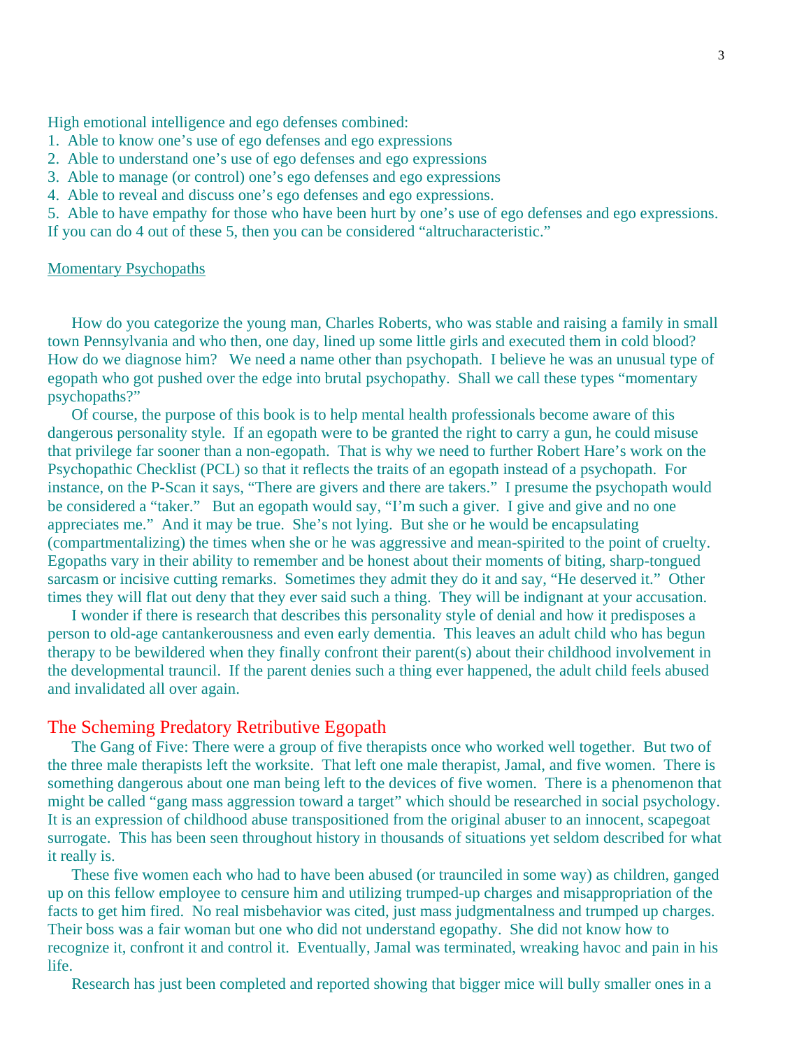High emotional intelligence and ego defenses combined:

1. Able to know one's use of ego defenses and ego expressions
2. Able to understand one's use of ego defenses and ego expressions
3. Able to manage (or control) one's ego defenses and ego expressions
4. Able to reveal and discuss one's ego defenses and ego expressions.
5. Able to have empathy for those who have been hurt by one's use of ego defenses and ego expressions.

If you can do 4 out of these 5, then you can be considered "altrucharacteristic."

<u>Momentary Psychopaths</u>

How do you categorize the young man, Charles Roberts, who was stable and raising a family in small town Pennsylvania and who then, one day, lined up some little girls and executed them in cold blood? How do we diagnose him? We need a name other than psychopath. I believe he was an unusual type of egopath who got pushed over the edge into brutal psychopathy. Shall we call these types "momentary psychopaths?"

Of course, the purpose of this book is to help mental health professionals become aware of this dangerous personality style. If an egopath were to be granted the right to carry a gun, he could misuse that privilege far sooner than a non-egopath. That is why we need to further Robert Hare's work on the Psychopathic Checklist (PCL) so that it reflects the traits of an egopath instead of a psychopath. For instance, on the P-Scan it says, "There are givers and there are takers." I presume the psychopath would be considered a "taker." But an egopath would say, "I'm such a giver. I give and give and no one appreciates me." And it may be true. She's not lying. But she or he would be encapsulating (compartmentalizing) the times when she or he was aggressive and mean-spirited to the point of cruelty. Egopaths vary in their ability to remember and be honest about their moments of biting, sharp-tongued sarcasm or incisive cutting remarks. Sometimes they admit they do it and say, "He deserved it." Other times they will flat out deny that they ever said such a thing. They will be indignant at your accusation.

I wonder if there is research that describes this personality style of denial and how it predisposes a person to old-age cantankerousness and even early dementia. This leaves an adult child who has begun therapy to be bewildered when they finally confront their parent(s) about their childhood involvement in the developmental trauncil. If the parent denies such a thing ever happened, the adult child feels abused and invalidated all over again.

## The Scheming Predatory Retributive Egopath

The Gang of Five: There were a group of five therapists once who worked well together. But two of the three male therapists left the worksite. That left one male therapist, Jamal, and five women. There is something dangerous about one man being left to the devices of five women. There is a phenomenon that might be called "gang mass aggression toward a target" which should be researched in social psychology. It is an expression of childhood abuse transpositioned from the original abuser to an innocent, scapegoat surrogate. This has been seen throughout history in thousands of situations yet seldom described for what it really is.

These five women each who had to have been abused (or trounciled in some way) as children, ganged up on this fellow employee to censure him and utilizing trumped-up charges and misappropriation of the facts to get him fired. No real misbehavior was cited, just mass judgmentalness and trumped up charges. Their boss was a fair woman but one who did not understand egopathy. She did not know how to recognize it, confront it and control it. Eventually, Jamal was terminated, wreaking havoc and pain in his life.

Research has just been completed and reported showing that bigger mice will bully smaller ones in a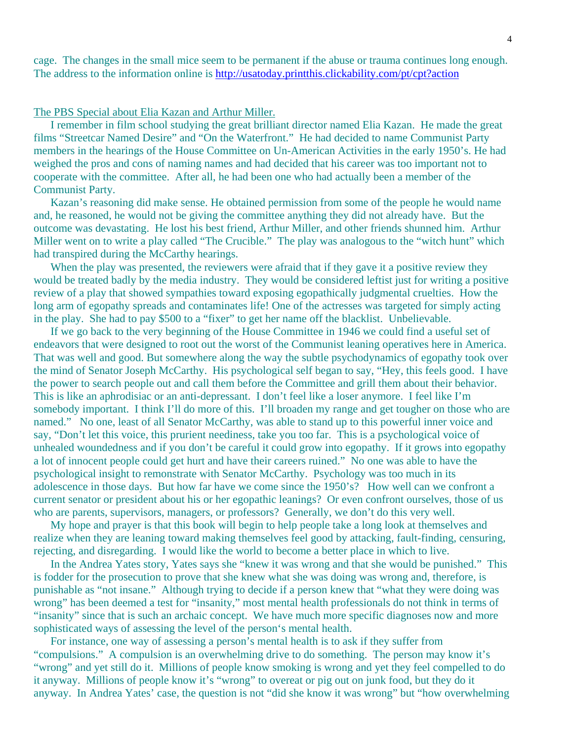cage. The changes in the small mice seem to be permanent if the abuse or trauma continues long enough. The address to the information online is http://usatoday.printthis.clickability.com/pt/cpt?action

The PBS Special about Elia Kazan and Arthur Miller.

I remember in film school studying the great brilliant director named Elia Kazan. He made the great films "Streetcar Named Desire" and "On the Waterfront." He had decided to name Communist Party members in the hearings of the House Committee on Un-American Activities in the early 1950's. He had weighed the pros and cons of naming names and had decided that his career was too important not to cooperate with the committee. After all, he had been one who had actually been a member of the Communist Party.

Kazan's reasoning did make sense. He obtained permission from some of the people he would name and, he reasoned, he would not be giving the committee anything they did not already have. But the outcome was devastating. He lost his best friend, Arthur Miller, and other friends shunned him. Arthur Miller went on to write a play called "The Crucible." The play was analogous to the "witch hunt" which had transpired during the McCarthy hearings.

When the play was presented, the reviewers were afraid that if they gave it a positive review they would be treated badly by the media industry. They would be considered leftist just for writing a positive review of a play that showed sympathies toward exposing egopathically judgmental cruelties. How the long arm of egopathy spreads and contaminates life! One of the actresses was targeted for simply acting in the play. She had to pay $500 to a "fixer" to get her name off the blacklist. Unbelievable.

If we go back to the very beginning of the House Committee in 1946 we could find a useful set of endeavors that were designed to root out the worst of the Communist leaning operatives here in America. That was well and good. But somewhere along the way the subtle psychodynamics of egopathy took over the mind of Senator Joseph McCarthy. His psychological self began to say, "Hey, this feels good. I have the power to search people out and call them before the Committee and grill them about their behavior. This is like an aphrodisiac or an anti-depressant. I don't feel like a loser anymore. I feel like I'm somebody important. I think I'll do more of this. I'll broaden my range and get tougher on those who are named." No one, least of all Senator McCarthy, was able to stand up to this powerful inner voice and say, "Don't let this voice, this prurient neediness, take you too far. This is a psychological voice of unhealed woundedness and if you don't be careful it could grow into egopathy. If it grows into egopathy a lot of innocent people could get hurt and have their careers ruined." No one was able to have the psychological insight to remonstrate with Senator McCarthy. Psychology was too much in its adolescence in those days. But how far have we come since the 1950's? How well can we confront a current senator or president about his or her egopathic leanings? Or even confront ourselves, those of us who are parents, supervisors, managers, or professors? Generally, we don't do this very well.

My hope and prayer is that this book will begin to help people take a long look at themselves and realize when they are leaning toward making themselves feel good by attacking, fault-finding, censuring, rejecting, and disregarding. I would like the world to become a better place in which to live.

In the Andrea Yates story, Yates says she "knew it was wrong and that she would be punished." This is fodder for the prosecution to prove that she knew what she was doing was wrong and, therefore, is punishable as "not insane." Although trying to decide if a person knew that "what they were doing was wrong" has been deemed a test for "insanity," most mental health professionals do not think in terms of "insanity" since that is such an archaic concept. We have much more specific diagnoses now and more sophisticated ways of assessing the level of the person's mental health.

For instance, one way of assessing a person's mental health is to ask if they suffer from "compulsions." A compulsion is an overwhelming drive to do something. The person may know it's "wrong" and yet still do it. Millions of people know smoking is wrong and yet they feel compelled to do it anyway. Millions of people know it's "wrong" to overeat or pig out on junk food, but they do it anyway. In Andrea Yates' case, the question is not "did she know it was wrong" but "how overwhelming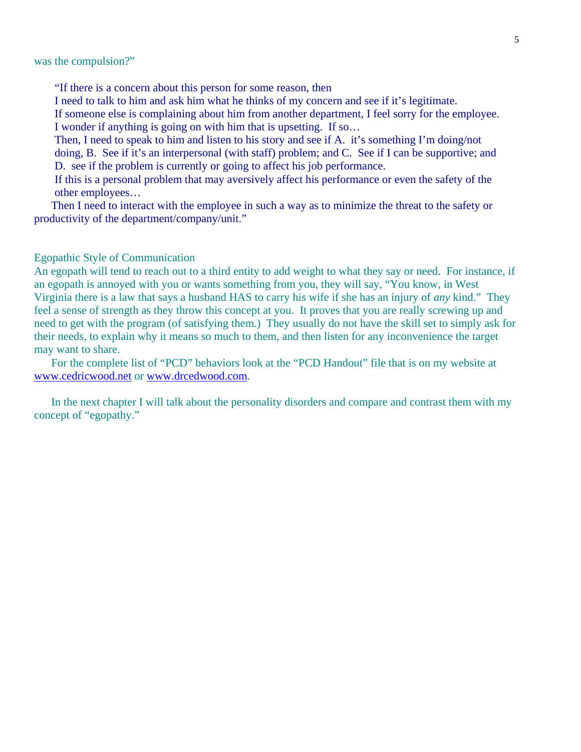was the compulsion?"

> "If there is a concern about this person for some reason, then
> I need to talk to him and ask him what he thinks of my concern and see if it's legitimate.
> If someone else is complaining about him from another department, I feel sorry for the employee. I wonder if anything is going on with him that is upsetting. If so…
> Then, I need to speak to him and listen to his story and see if A. it's something I'm doing/not doing, B. See if it's an interpersonal (with staff) problem; and C. See if I can be supportive; and D. see if the problem is currently or going to affect his job performance.
> If this is a personal problem that may aversively affect his performance or even the safety of the other employees…
> Then I need to interact with the employee in such a way as to minimize the threat to the safety or productivity of the department/company/unit."

Egopathic Style of Communication

An egopath will tend to reach out to a third entity to add weight to what they say or need. For instance, if an egopath is annoyed with you or wants something from you, they will say, "You know, in West Virginia there is a law that says a husband HAS to carry his wife if she has an injury of *any* kind." They feel a sense of strength as they throw this concept at you. It proves that you are really screwing up and need to get with the program (of satisfying them.) They usually do not have the skill set to simply ask for their needs, to explain why it means so much to them, and then listen for any inconvenience the target may want to share.

For the complete list of "PCD" behaviors look at the "PCD Handout" file that is on my website at www.cedricwood.net or www.drcedwood.com.

In the next chapter I will talk about the personality disorders and compare and contrast them with my concept of "egopathy."